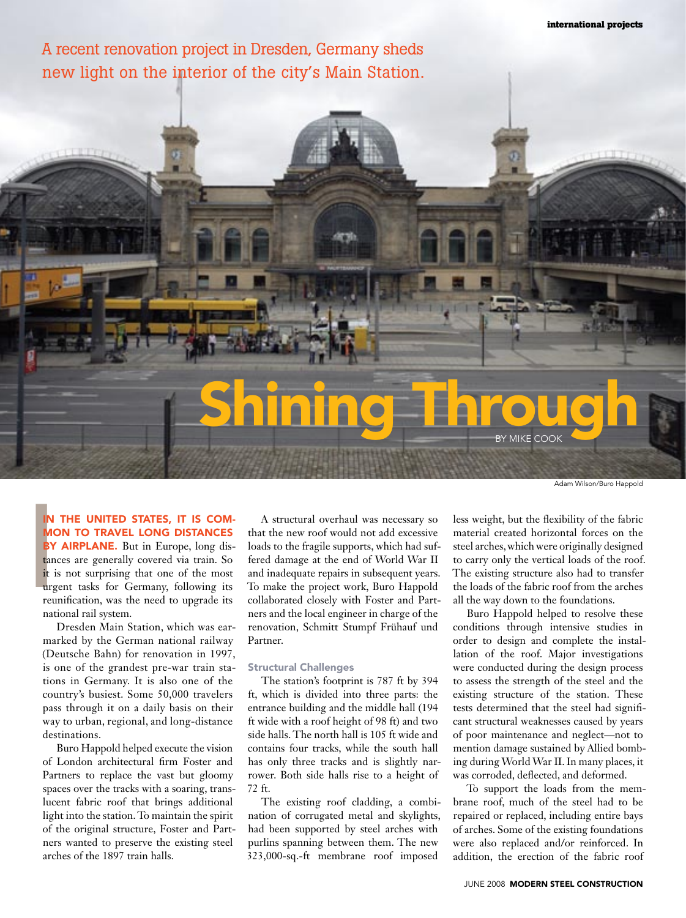A recent renovation project in Dresden, Germany sheds new light on the interior of the city's Main Station.

# Shining Through

BY MIKE COOK

Adam Wilson/Buro Happold

**IN THE UNITED STATES, IT IS COMMON TO TRAVEL LONG DISTANCES BY AIRPLANE.** But in Europe, long distances are generally covered via train. So it is not surprising that one of the most urgent tasks for Germany, following its reunification, was the need to upgrade its national rail system.

Dresden Main Station, which was earmarked by the German national railway (Deutsche Bahn) for renovation in 1997, is one of the grandest pre-war train stations in Germany. It is also one of the country's busiest. Some 50,000 travelers pass through it on a daily basis on their way to urban, regional, and long-distance destinations.

Buro Happold helped execute the vision of London architectural firm Foster and Partners to replace the vast but gloomy spaces over the tracks with a soaring, translucent fabric roof that brings additional light into the station. To maintain the spirit of the original structure, Foster and Partners wanted to preserve the existing steel arches of the 1897 train halls.

A structural overhaul was necessary so that the new roof would not add excessive loads to the fragile supports, which had suffered damage at the end of World War II and inadequate repairs in subsequent years. To make the project work, Buro Happold collaborated closely with Foster and Partners and the local engineer in charge of the renovation, Schmitt Stumpf Frühauf und Partner.

### Structural Challenges

The station's footprint is 787 ft by 394 ft, which is divided into three parts: the entrance building and the middle hall (194 ft wide with a roof height of 98 ft) and two side halls. The north hall is 105 ft wide and contains four tracks, while the south hall has only three tracks and is slightly narrower. Both side halls rise to a height of 72 ft.

The existing roof cladding, a combination of corrugated metal and skylights, had been supported by steel arches with purlins spanning between them. The new 323,000-sq.-ft membrane roof imposed less weight, but the flexibility of the fabric material created horizontal forces on the steel arches, which were originally designed to carry only the vertical loads of the roof. The existing structure also had to transfer the loads of the fabric roof from the arches all the way down to the foundations.

Buro Happold helped to resolve these conditions through intensive studies in order to design and complete the installation of the roof. Major investigations were conducted during the design process to assess the strength of the steel and the existing structure of the station. These tests determined that the steel had significant structural weaknesses caused by years of poor maintenance and neglect—not to mention damage sustained by Allied bombing during World War II. In many places, it was corroded, deflected, and deformed.

To support the loads from the membrane roof, much of the steel had to be repaired or replaced, including entire bays of arches. Some of the existing foundations were also replaced and/or reinforced. In addition, the erection of the fabric roof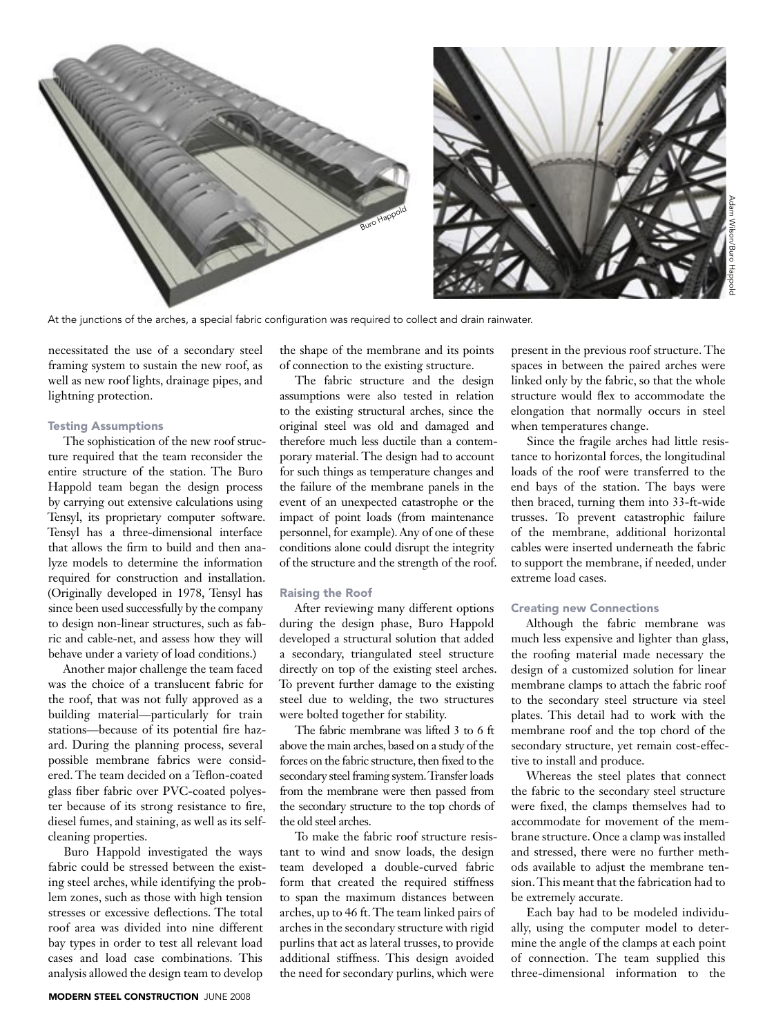At the junctions of the arches, a special fabric configuration was required to collect and drain rainwater.

necessitated the use of a secondary steel framing system to sustain the new roof, as well as new roof lights, drainage pipes, and lightning protection.

### Testing Assumptions

The sophistication of the new roof structure required that the team reconsider the entire structure of the station. The Buro Happold team began the design process by carrying out extensive calculations using Tensyl, its proprietary computer software. Tensyl has a three-dimensional interface that allows the firm to build and then analyze models to determine the information required for construction and installation. (Originally developed in 1978, Tensyl has since been used successfully by the company to design non-linear structures, such as fabric and cable-net, and assess how they will behave under a variety of load conditions.)

Another major challenge the team faced was the choice of a translucent fabric for the roof, that was not fully approved as a building material—particularly for train stations—because of its potential fire hazard. During the planning process, several possible membrane fabrics were considered. The team decided on a Teflon-coated glass fiber fabric over PVC-coated polyester because of its strong resistance to fire, diesel fumes, and staining, as well as its self-cleaning properties.

Buro Happold investigated the ways fabric could be stressed between the existing steel arches, while identifying the problem zones, such as those with high tension stresses or excessive deflections. The total roof area was divided into nine different bay types in order to test all relevant load cases and load case combinations. This analysis allowed the design team to develop the shape of the membrane and its points of connection to the existing structure.

The fabric structure and the design assumptions were also tested in relation to the existing structural arches, since the original steel was old and damaged and therefore much less ductile than a contemporary material. The design had to account for such things as temperature changes and the failure of the membrane panels in the event of an unexpected catastrophe or the impact of point loads (from maintenance personnel, for example). Any of one of these conditions alone could disrupt the integrity of the structure and the strength of the roof.

### Raising the Roof

After reviewing many different options during the design phase, Buro Happold developed a structural solution that added a secondary, triangulated steel structure directly on top of the existing steel arches. To prevent further damage to the existing steel due to welding, the two structures were bolted together for stability.

The fabric membrane was lifted 3 to 6 ft above the main arches, based on a study of the forces on the fabric structure, then fixed to the secondary steel framing system. Transfer loads from the membrane were then passed from the secondary structure to the top chords of the old steel arches.

To make the fabric roof structure resistant to wind and snow loads, the design team developed a double-curved fabric form that created the required stiffness to span the maximum distances between arches, up to 46 ft. The team linked pairs of arches in the secondary structure with rigid purlins that act as lateral trusses, to provide additional stiffness. This design avoided the need for secondary purlins, which were present in the previous roof structure. The spaces in between the paired arches were linked only by the fabric, so that the whole structure would flex to accommodate the elongation that normally occurs in steel when temperatures change.

Since the fragile arches had little resistance to horizontal forces, the longitudinal loads of the roof were transferred to the end bays of the station. The bays were then braced, turning them into 33-ft-wide trusses. To prevent catastrophic failure of the membrane, additional horizontal cables were inserted underneath the fabric to support the membrane, if needed, under extreme load cases.

### Creating new Connections

Although the fabric membrane was much less expensive and lighter than glass, the roofing material made necessary the design of a customized solution for linear membrane clamps to attach the fabric roof to the secondary steel structure via steel plates. This detail had to work with the membrane roof and the top chord of the secondary structure, yet remain cost-effective to install and produce.

Whereas the steel plates that connect the fabric to the secondary steel structure were fixed, the clamps themselves had to accommodate for movement of the membrane structure. Once a clamp was installed and stressed, there were no further methods available to adjust the membrane tension. This meant that the fabrication had to be extremely accurate.

Each bay had to be modeled individually, using the computer model to determine the angle of the clamps at each point of connection. The team supplied this three-dimensional information to the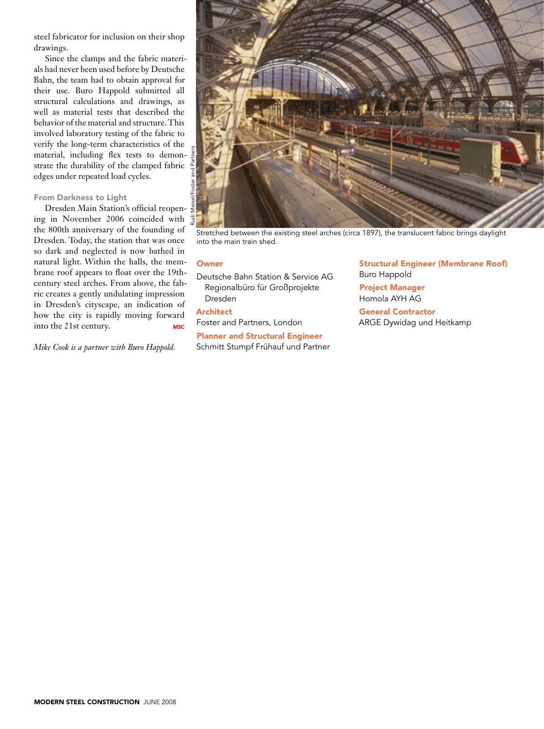steel fabricator for inclusion on their shop drawings.

Since the clamps and the fabric materials had never been used before by Deutsche Bahn, the team had to obtain approval for their use. Buro Happold submitted all structural calculations and drawings, as well as material tests that described the behavior of the material and structure. This involved laboratory testing of the fabric to verify the long-term characteristics of the material, including flex tests to demonstrate the durability of the clamped fabric edges under repeated load cycles.

### From Darkness to Light

Dresden Main Station's official reopening in November 2006 coincided with the 800th anniversary of the founding of Dresden. Today, the station that was once so dark and neglected is now bathed in natural light. Within the halls, the membrane roof appears to float over the 19th-century steel arches. From above, the fabric creates a gently undulating impression in Dresden's cityscape, an indication of how the city is rapidly moving forward into the 21st century. MSC

*Mike Cook is a partner with Buro Happold.*

Rudi Meisel/Foster and Partners

Stretched between the existing steel arches (circa 1897), the translucent fabric brings daylight into the main train shed.

**Owner**
Deutsche Bahn Station & Service AG
Regionalbüro für Großprojekte
Dresden

**Architect**
Foster and Partners, London

**Planner and Structural Engineer**
Schmitt Stumpf Frühauf und Partner

**Structural Engineer (Membrane Roof)**
Buro Happold

**Project Manager**
Homola AYH AG

**General Contractor**
ARGE Dywidag und Heitkamp